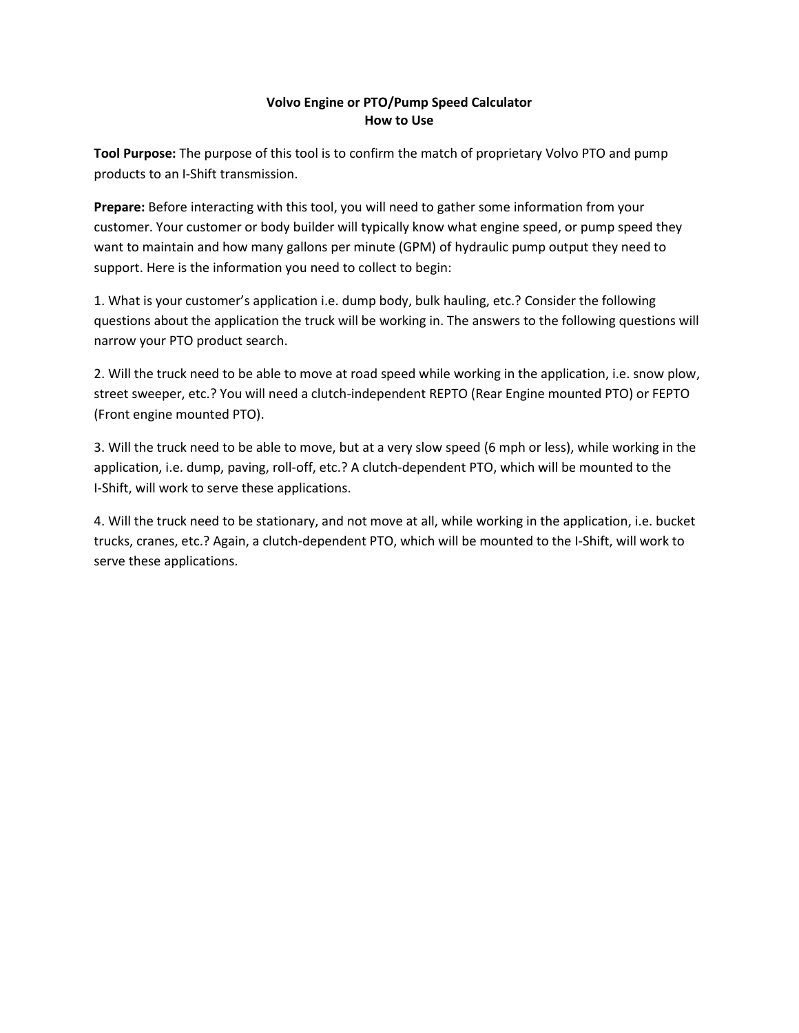# Volo Engine or PTO/Pump Speed Calculator

# Volvo Engine or PTO/Pump Speed Calculator
## How to Use

**Tool Purpose:** The purpose of this tool is to confirm the match of proprietary Volvo PTO and pump products to an I-Shift transmission.

**Prepare:** Before interacting with this tool, you will need to gather some information from your customer. Your customer or body builder will typically know what engine speed, or pump speed they want to maintain and how many gallons per minute (GPM) of hydraulic pump output they need to support. Here is the information you need to collect to begin:

1. What is your customer's application i.e. dump body, bulk hauling, etc.? Consider the following questions about the application the truck will be working in. The answers to the following questions will narrow your PTO product search.

2. Will the truck need to be able to move at road speed while working in the application, i.e. snow plow, street sweeper, etc.? You will need a clutch-independent REPTO (Rear Engine mounted PTO) or FEPTO (Front engine mounted PTO).

3. Will the truck need to be able to move, but at a very slow speed (6 mph or less), while working in the application, i.e. dump, paving, roll-off, etc.? A clutch-dependent PTO, which will be mounted to the I-Shift, will work to serve these applications.

4. Will the truck need to be stationary, and not move at all, while working in the application, i.e. bucket trucks, cranes, etc.? Again, a clutch-dependent PTO, which will be mounted to the I-Shift, will work to serve these applications.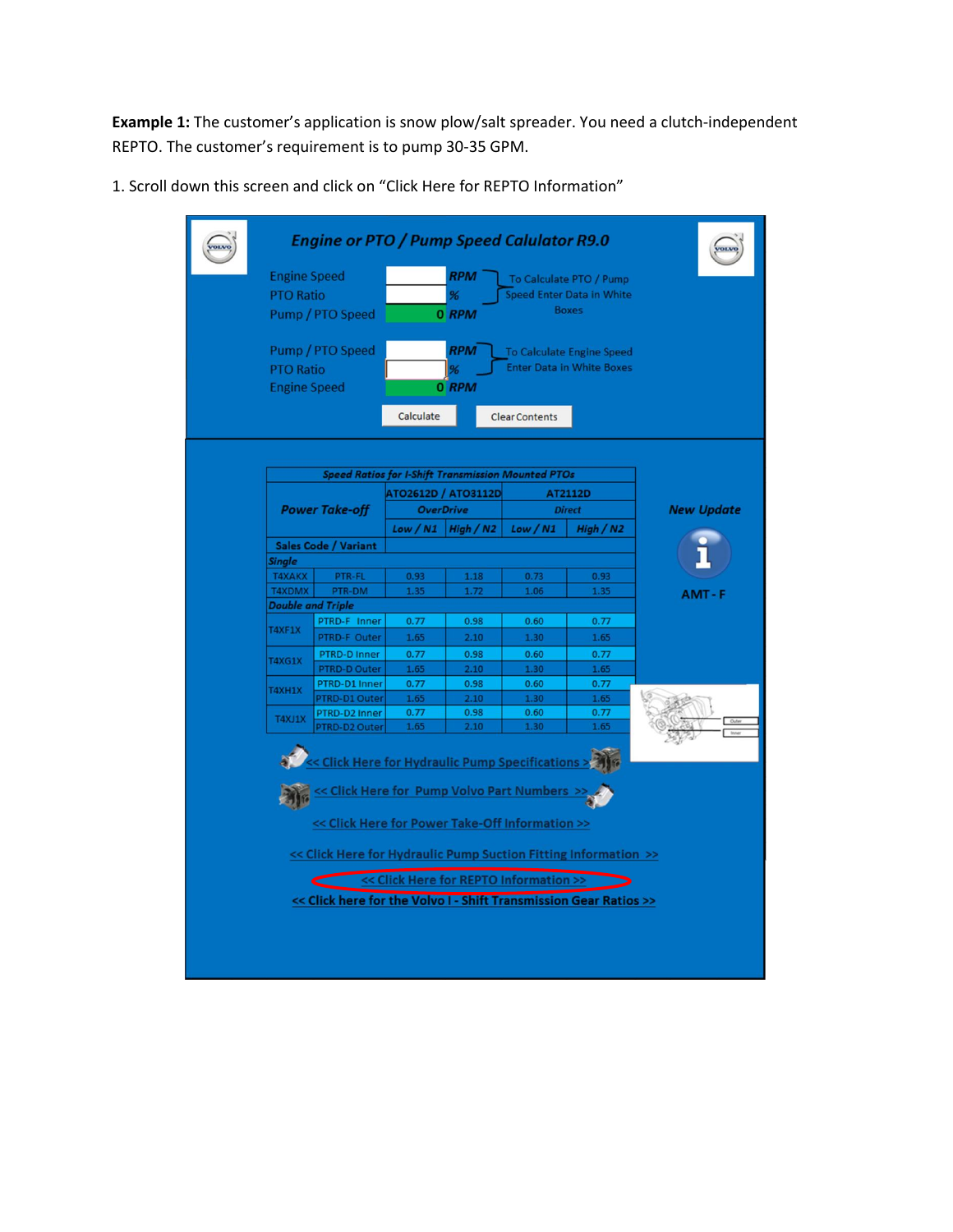**Example 1:** The customer's application is snow plow/salt spreader. You need a clutch-independent REPTO. The customer's requirement is to pump 30-35 GPM.

1. Scroll down this screen and click on "Click Here for REPTO Information"

**Engine or PTO / Pump Speed Calulator R9.0**

| | | | |
|---|---|---|---|
| Engine Speed | | RPM | To Calculate PTO / Pump Speed Enter Data in White Boxes |
| PTO Ratio | | % | |
| Pump / PTO Speed | 0 | RPM | |
| Pump / PTO Speed | | RPM | To Calculate Engine Speed Enter Data in White Boxes |
| PTO Ratio | | % | |
| Engine Speed | 0 | RPM | |

Calculate | Clear Contents

**Speed Ratios for I-Shift Transmission Mounted PTOs**

| Power Take-off | | ATO2612D / ATO3112D | | AT2112D | |
|---|---|---|---|---|---|
| | | OverDrive | | Direct | |
| | | Low / N1 | High / N2 | Low / N1 | High / N2 |
| Sales Code / Variant | | | | | |
| *Single* | | | | | |
| T4XAKX | PTR-FL | 0.93 | 1.18 | 0.73 | 0.93 |
| T4XDMX | PTR-DM | 1.35 | 1.72 | 1.06 | 1.35 |
| *Double and Triple* | | | | | |
| T4XF1X | PTRD-F Inner | 0.77 | 0.98 | 0.60 | 0.77 |
| | PTRD-F Outer | 1.65 | 2.10 | 1.30 | 1.65 |
| T4XG1X | PTRD-D Inner | 0.77 | 0.98 | 0.60 | 0.77 |
| | PTRD-D Outer | 1.65 | 2.10 | 1.30 | 1.65 |
| T4XH1X | PTRD-D1 Inner | 0.77 | 0.98 | 0.60 | 0.77 |
| | PTRD-D1 Outer | 1.65 | 2.10 | 1.30 | 1.65 |
| T4XJ1X | PTRD-D2 Inner | 0.77 | 0.98 | 0.60 | 0.77 |
| | PTRD-D2 Outer | 1.65 | 2.10 | 1.30 | 1.65 |

New Update

AMT - F

<< Click Here for Hydraulic Pump Specifications >>

<< Click Here for Pump Volvo Part Numbers >>

<< Click Here for Power Take-Off Information >>

<< Click Here for Hydraulic Pump Suction Fitting Information >>

<< Click Here for REPTO Information >>

<< Click here for the Volvo I - Shift Transmission Gear Ratios >>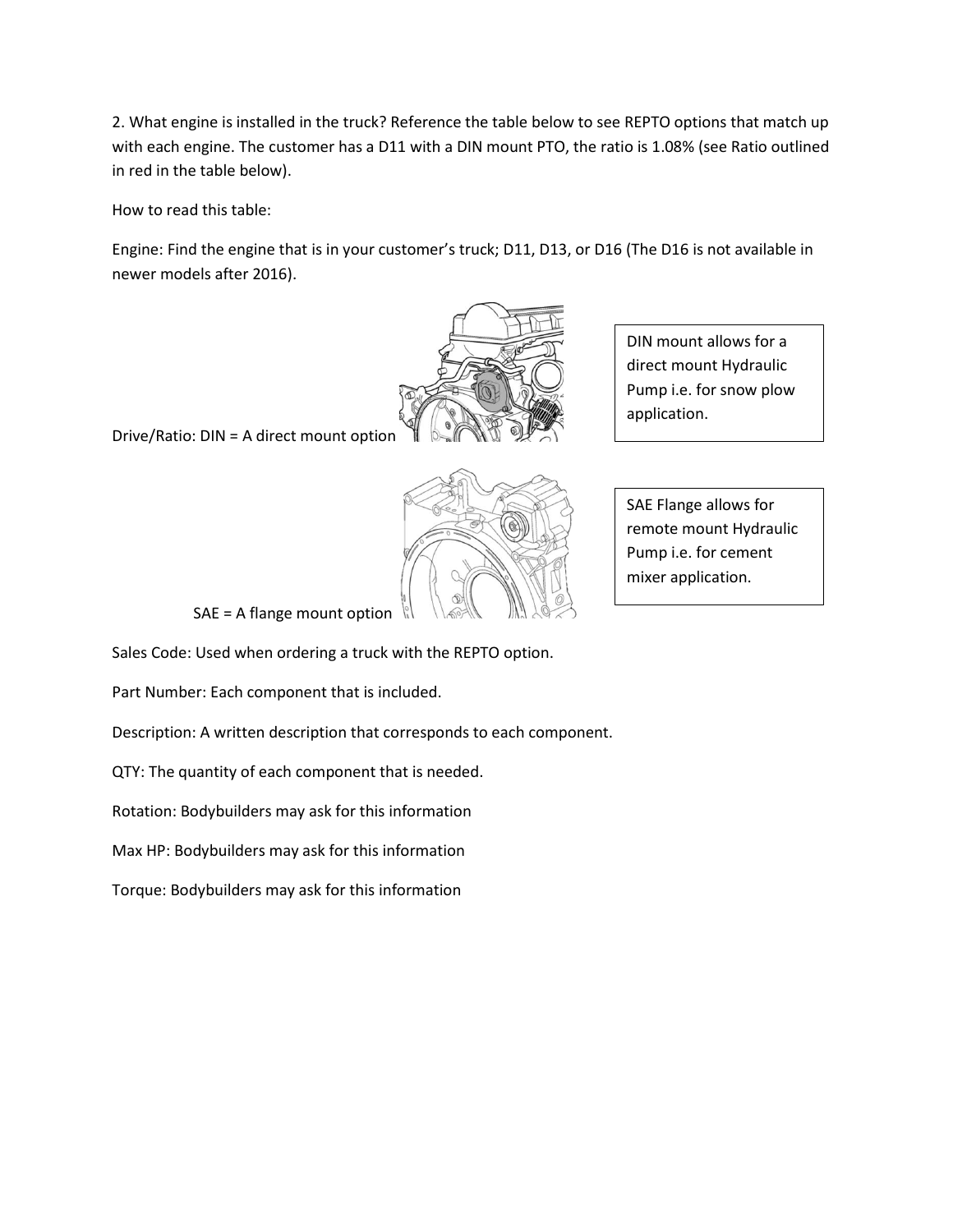2. What engine is installed in the truck? Reference the table below to see REPTO options that match up with each engine. The customer has a D11 with a DIN mount PTO, the ratio is 1.08% (see Ratio outlined in red in the table below).

How to read this table:

Engine: Find the engine that is in your customer's truck; D11, D13, or D16 (The D16 is not available in newer models after 2016).

Drive/Ratio: DIN = A direct mount option

DIN mount allows for a direct mount Hydraulic Pump i.e. for snow plow application.

SAE = A flange mount option

SAE Flange allows for remote mount Hydraulic Pump i.e. for cement mixer application.

Sales Code: Used when ordering a truck with the REPTO option.

Part Number: Each component that is included.

Description: A written description that corresponds to each component.

QTY: The quantity of each component that is needed.

Rotation: Bodybuilders may ask for this information

Max HP: Bodybuilders may ask for this information

Torque: Bodybuilders may ask for this information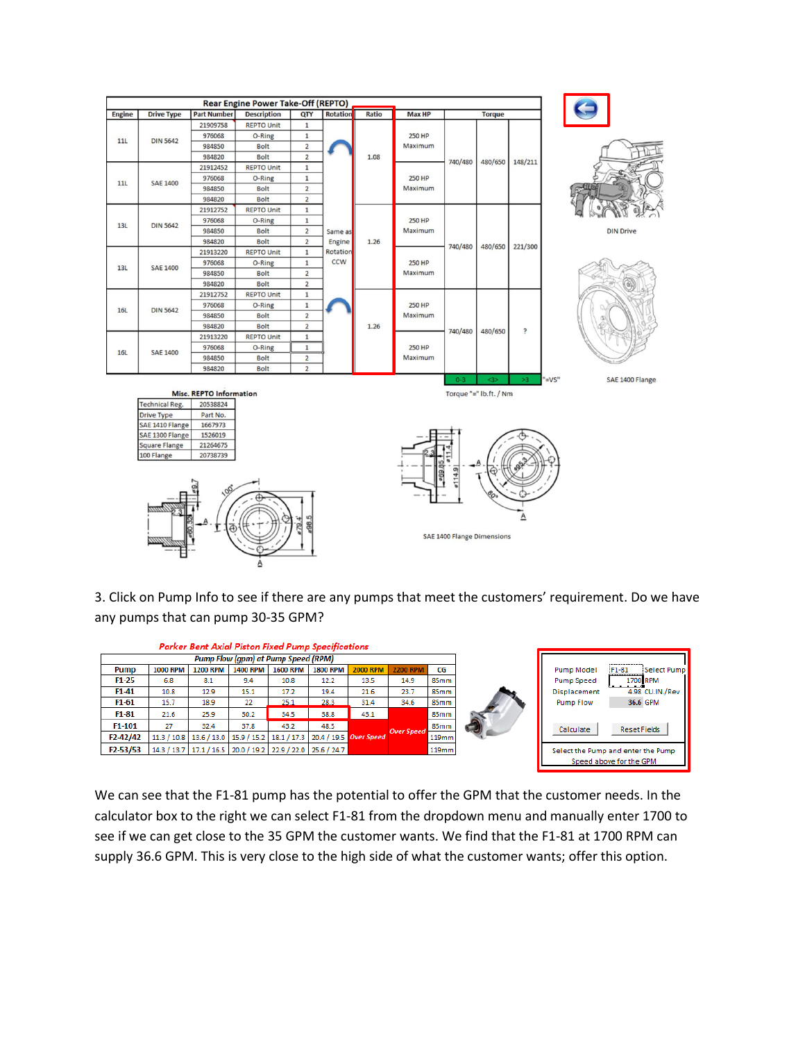| Rear Engine Power Take-Off (REPTO) | | | | | | | | | | |
|---|---|---|---|---|---|---|---|---|---|---|
| Engine | Drive Type | Part Number | Description | QTY | Rotation | Ratio | Max HP | Torque | | |
| 11L | DIN 5642 | 21909758 | REPTO Unit | 1 | | 1.08 | 250 HP Maximum | 740/480 | 480/650 | 148/211 |
| | | 976068 | O-Ring | 1 | | | | | | |
| | | 984850 | Bolt | 2 | | | | | | |
| | | 984820 | Bolt | 2 | | | | | | |
| 11L | SAE 1400 | 21912452 | REPTO Unit | 1 | | | 250 HP Maximum | | | |
| | | 976068 | O-Ring | 1 | | | | | | |
| | | 984850 | Bolt | 2 | | | | | | |
| | | 984820 | Bolt | 2 | | | | | | |
| 13L | DIN 5642 | 21912752 | REPTO Unit | 1 | Same as Engine Rotation CCW | 1.26 | 250 HP Maximum | 740/480 | 480/650 | 221/300 |
| | | 976068 | O-Ring | 1 | | | | | | |
| | | 984850 | Bolt | 2 | | | | | | |
| | | 984820 | Bolt | 2 | | | | | | |
| 13L | SAE 1400 | 21913220 | REPTO Unit | 1 | | | 250 HP Maximum | | | |
| | | 976068 | O-Ring | 1 | | | | | | |
| | | 984850 | Bolt | 2 | | | | | | |
| | | 984820 | Bolt | 2 | | | | | | |
| 16L | DIN 5642 | 21912752 | REPTO Unit | 1 | | 1.26 | 250 HP Maximum | 740/480 | 480/650 | ? |
| | | 976068 | O-Ring | 1 | | | | | | |
| | | 984850 | Bolt | 2 | | | | | | |
| | | 984820 | Bolt | 2 | | | | | | |
| 16L | SAE 1400 | 21913220 | REPTO Unit | 1 | | | 250 HP Maximum | | | |
| | | 976068 | O-Ring | 1 | | | | | | |
| | | 984850 | Bolt | 2 | | | | | | |
| | | 984820 | Bolt | 2 | | | | | | |
| | | | | | | | | 0-3 | <3> | >3 |

"=VS"

Torque "=" lb.ft. / Nm

DIN Drive

SAE 1400 Flange

| Misc. REPTO Information | |
|---|---|
| Technical Reg. | 20538824 |
| Drive Type | Part No. |
| SAE 1410 Flange | 1667973 |
| SAE 1300 Flange | 1526019 |
| Square Flange | 21264675 |
| 100 Flange | 20738739 |

SAE 1400 Flange Dimensions

3. Click on Pump Info to see if there are any pumps that meet the customers' requirement. Do we have any pumps that can pump 30-35 GPM?

***Parker Bent Axial Piston Fixed Pump Specifications***

| Pump Flow (gpm) at Pump Speed (RPM) | | | | | | | | |
|---|---|---|---|---|---|---|---|---|
| Pump | 1000 RPM | 1200 RPM | 1400 RPM | 1600 RPM | 1800 RPM | 2000 RPM | 2200 RPM | CG |
| F1-25 | 6.8 | 8.1 | 9.4 | 10.8 | 12.2 | 13.5 | 14.9 | 85mm |
| F1-41 | 10.8 | 12.9 | 15.1 | 17.2 | 19.4 | 21.6 | 23.7 | 85mm |
| F1-61 | 15.7 | 18.9 | 22 | 25.1 | 28.3 | 31.4 | 34.6 | 85mm |
| F1-81 | 21.6 | 25.9 | 30.2 | 34.5 | 38.8 | 43.1 | Over Speed | 85mm |
| F1-101 | 27 | 32.4 | 37.8 | 43.2 | 48.5 | Over Speed | Over Speed | 85mm |
| F2-42/42 | 11.3 / 10.8 | 13.6 / 13.0 | 15.9 / 15.2 | 18.1 / 17.3 | 20.4 / 19.5 | Over Speed | Over Speed | 119mm |
| F2-53/53 | 14.3 / 13.7 | 17.1 / 16.5 | 20.0 / 19.2 | 22.9 / 22.0 | 25.6 / 24.7 | Over Speed | Over Speed | 119mm |

| | | |
|---|---|---|
| Pump Model | F1-81 | Select Pump |
| Pump Speed | 1700 | RPM |
| Displacement | 4.98 | CU.IN./Rev |
| Pump Flow | 36.6 | GPM |

Calculate | Reset Fields

Select the Pump and enter the Pump Speed above for the GPM

We can see that the F1-81 pump has the potential to offer the GPM that the customer needs. In the calculator box to the right we can select F1-81 from the dropdown menu and manually enter 1700 to see if we can get close to the 35 GPM the customer wants. We find that the F1-81 at 1700 RPM can supply 36.6 GPM. This is very close to the high side of what the customer wants; offer this option.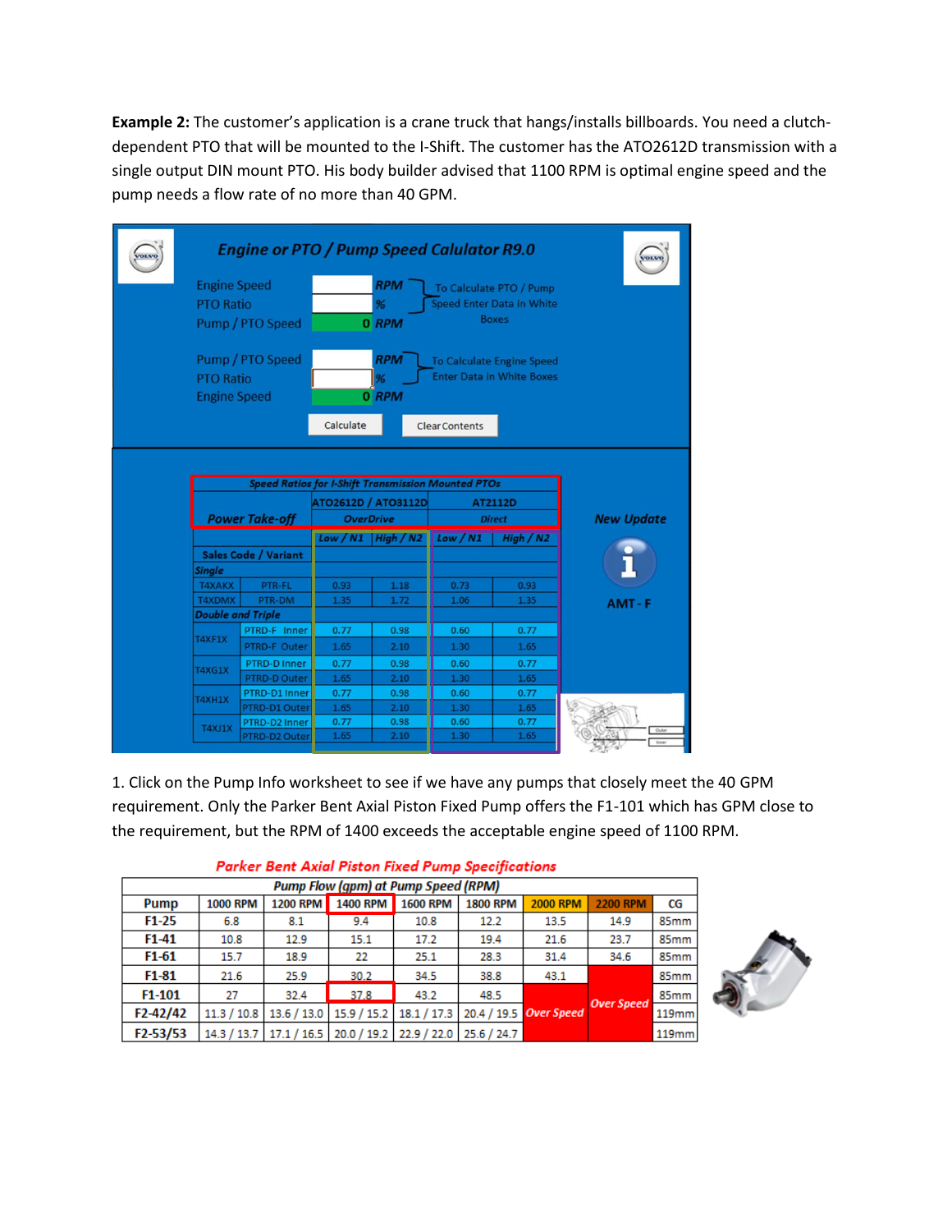**Example 2:** The customer's application is a crane truck that hangs/installs billboards. You need a clutch-dependent PTO that will be mounted to the I-Shift. The customer has the ATO2612D transmission with a single output DIN mount PTO. His body builder advised that 1100 RPM is optimal engine speed and the pump needs a flow rate of no more than 40 GPM.

**Engine or PTO / Pump Speed Calulator R9.0**

| | | |
|---|---|---|
| Engine Speed | | RPM |
| PTO Ratio | | % |
| Pump / PTO Speed | 0 | RPM |

To Calculate PTO / Pump Speed Enter Data in White Boxes

| | | |
|---|---|---|
| Pump / PTO Speed | | RPM |
| PTO Ratio | | % |
| Engine Speed | 0 | RPM |

To Calculate Engine Speed Enter Data in White Boxes

Calculate | Clear Contents

**Speed Ratios for I-Shift Transmission Mounted PTOs**

| Power Take-off | | ATO2612D / ATO3112D OverDrive | | AT2112D Direct | |
|---|---|---|---|---|---|
| | | Low / N1 | High / N2 | Low / N1 | High / N2 |
| Sales Code / Variant | | | | | |
| *Single* | | | | | |
| T4XAKX | PTR-FL | 0.93 | 1.18 | 0.73 | 0.93 |
| T4XDMX | PTR-DM | 1.35 | 1.72 | 1.06 | 1.35 |
| *Double and Triple* | | | | | |
| T4XF1X | PTRD-F Inner | 0.77 | 0.98 | 0.60 | 0.77 |
| | PTRD-F Outer | 1.65 | 2.10 | 1.30 | 1.65 |
| T4XG1X | PTRD-D Inner | 0.77 | 0.98 | 0.60 | 0.77 |
| | PTRD-D Outer | 1.65 | 2.10 | 1.30 | 1.65 |
| T4XH1X | PTRD-D1 Inner | 0.77 | 0.98 | 0.60 | 0.77 |
| | PTRD-D1 Outer | 1.65 | 2.10 | 1.30 | 1.65 |
| T4XJ1X | PTRD-D2 Inner | 0.77 | 0.98 | 0.60 | 0.77 |
| | PTRD-D2 Outer | 1.65 | 2.10 | 1.30 | 1.65 |

New Update

AMT - F

1. Click on the Pump Info worksheet to see if we have any pumps that closely meet the 40 GPM requirement. Only the Parker Bent Axial Piston Fixed Pump offers the F1-101 which has GPM close to the requirement, but the RPM of 1400 exceeds the acceptable engine speed of 1100 RPM.

**Parker Bent Axial Piston Fixed Pump Specifications**

| | Pump Flow (gpm) at Pump Speed (RPM) | | | | | | | |
|---|---|---|---|---|---|---|---|---|
| Pump | 1000 RPM | 1200 RPM | 1400 RPM | 1600 RPM | 1800 RPM | 2000 RPM | 2200 RPM | CG |
| F1-25 | 6.8 | 8.1 | 9.4 | 10.8 | 12.2 | 13.5 | 14.9 | 85mm |
| F1-41 | 10.8 | 12.9 | 15.1 | 17.2 | 19.4 | 21.6 | 23.7 | 85mm |
| F1-61 | 15.7 | 18.9 | 22 | 25.1 | 28.3 | 31.4 | 34.6 | 85mm |
| F1-81 | 21.6 | 25.9 | 30.2 | 34.5 | 38.8 | 43.1 | Over Speed | 85mm |
| F1-101 | 27 | 32.4 | 37.8 | 43.2 | 48.5 | Over Speed | Over Speed | 85mm |
| F2-42/42 | 11.3 / 10.8 | 13.6 / 13.0 | 15.9 / 15.2 | 18.1 / 17.3 | 20.4 / 19.5 | Over Speed | Over Speed | 119mm |
| F2-53/53 | 14.3 / 13.7 | 17.1 / 16.5 | 20.0 / 19.2 | 22.9 / 22.0 | 25.6 / 24.7 | Over Speed | Over Speed | 119mm |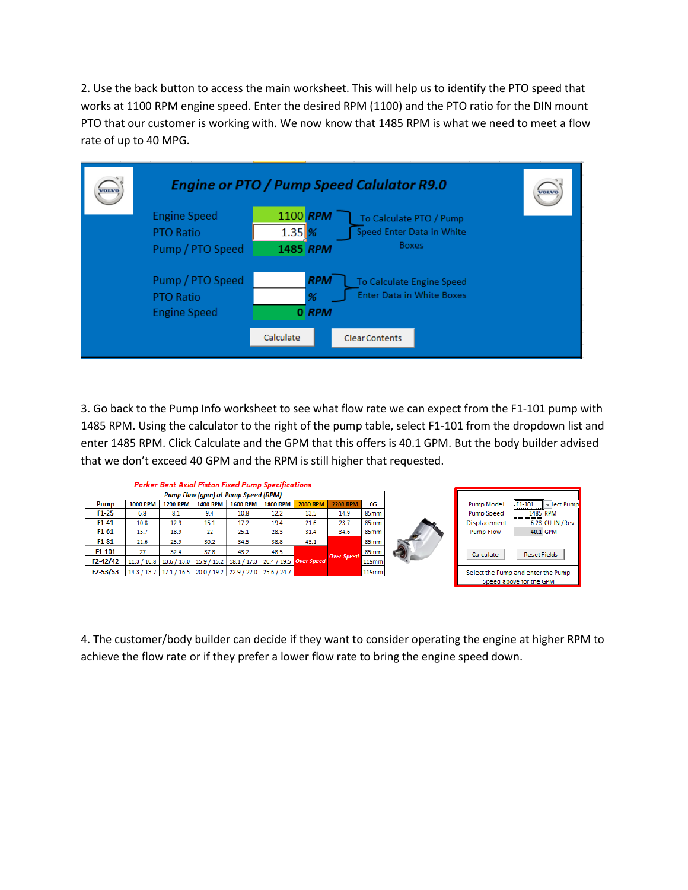2. Use the back button to access the main worksheet. This will help us to identify the PTO speed that works at 1100 RPM engine speed. Enter the desired RPM (1100) and the PTO ratio for the DIN mount PTO that our customer is working with. We now know that 1485 RPM is what we need to meet a flow rate of up to 40 MPG.

**Engine or PTO / Pump Speed Calulator R9.0**

| | | | |
|---|---|---|---|
| Engine Speed | 1100 | RPM | To Calculate PTO / Pump Speed Enter Data in White Boxes |
| PTO Ratio | 1.35 | % | |
| Pump / PTO Speed | 1485 | RPM | |
| Pump / PTO Speed | | RPM | To Calculate Engine Speed Enter Data in White Boxes |
| PTO Ratio | | % | |
| Engine Speed | 0 | RPM | |

Calculate | Clear Contents

3. Go back to the Pump Info worksheet to see what flow rate we can expect from the F1-101 pump with 1485 RPM. Using the calculator to the right of the pump table, select F1-101 from the dropdown list and enter 1485 RPM. Click Calculate and the GPM that this offers is 40.1 GPM. But the body builder advised that we don't exceed 40 GPM and the RPM is still higher that requested.

*Parker Bent Axial Piston Fixed Pump Specifications*

| | Pump Flow (gpm) at Pump Speed (RPM) | | | | | | | |
|---|---|---|---|---|---|---|---|---|
| Pump | 1000 RPM | 1200 RPM | 1400 RPM | 1600 RPM | 1800 RPM | 2000 RPM | 2200 RPM | CG |
| F1-25 | 6.8 | 8.1 | 9.4 | 10.8 | 12.2 | 13.5 | 14.9 | 85mm |
| F1-41 | 10.8 | 12.9 | 15.1 | 17.2 | 19.4 | 21.6 | 23.7 | 85mm |
| F1-61 | 15.7 | 18.9 | 22 | 25.1 | 28.3 | 31.4 | 34.6 | 85mm |
| F1-81 | 21.6 | 25.9 | 30.2 | 34.5 | 38.8 | 43.1 | Over Speed | 85mm |
| F1-101 | 27 | 32.4 | 37.8 | 43.2 | 48.5 | Over Speed | Over Speed | 85mm |
| F2-42/42 | 11.3 / 10.8 | 13.6 / 13.0 | 15.9 / 15.2 | 18.1 / 17.3 | 20.4 / 19.5 | Over Speed | Over Speed | 119mm |
| F2-53/53 | 14.3 / 13.7 | 17.1 / 16.5 | 20.0 / 19.2 | 22.9 / 22.0 | 25.6 / 24.7 | Over Speed | Over Speed | 119mm |

| | | |
|---|---|---|
| Pump Model | F1-101 | Select Pump |
| Pump Speed | 1485 | RPM |
| Displacement | 6.23 | CU.IN./Rev |
| Pump Flow | 40.1 | GPM |

Calculate | Reset Fields

Select the Pump and enter the Pump Speed above for the GPM

4. The customer/body builder can decide if they want to consider operating the engine at higher RPM to achieve the flow rate or if they prefer a lower flow rate to bring the engine speed down.